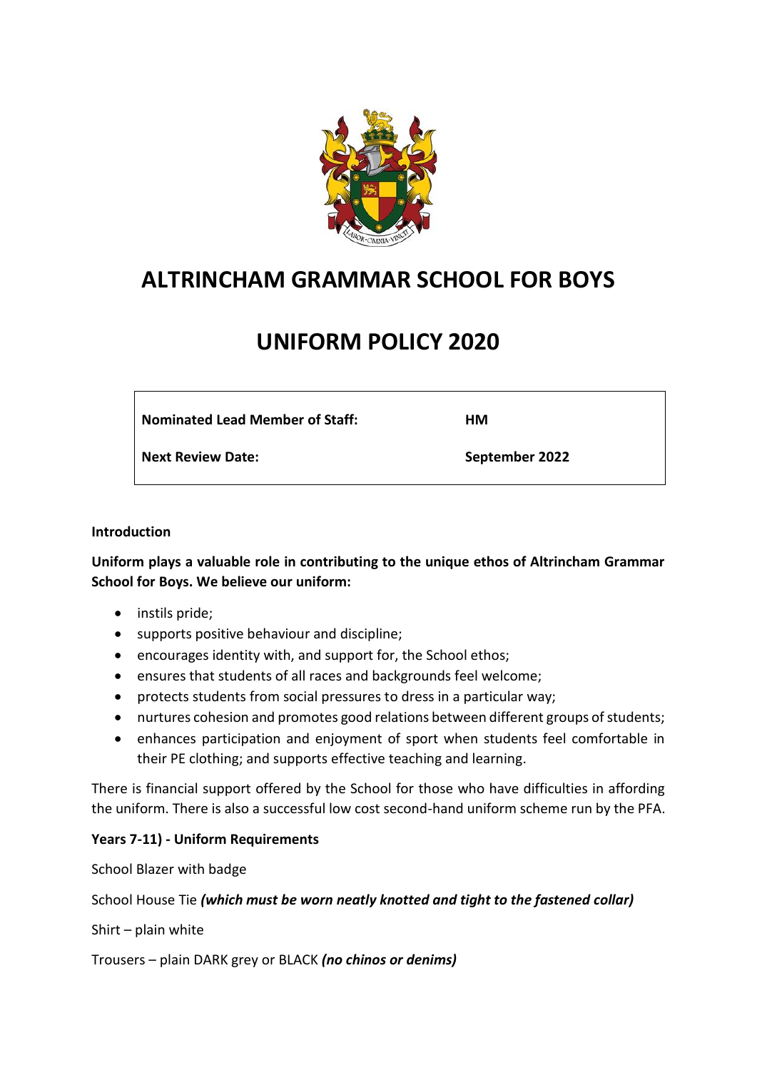# ALTRINCHAM GRAMMAR SCHOOL FOR BOYS

# UNIFORM POLICY 2020

| **Nominated Lead Member of Staff:** | **HM** |
| --- | --- |
| **Next Review Date:** | **September 2022** |

**Introduction**

**Uniform plays a valuable role in contributing to the unique ethos of Altrincham Grammar School for Boys. We believe our uniform:**

- instils pride;
- supports positive behaviour and discipline;
- encourages identity with, and support for, the School ethos;
- ensures that students of all races and backgrounds feel welcome;
- protects students from social pressures to dress in a particular way;
- nurtures cohesion and promotes good relations between different groups of students;
- enhances participation and enjoyment of sport when students feel comfortable in their PE clothing; and supports effective teaching and learning.

There is financial support offered by the School for those who have difficulties in affording the uniform. There is also a successful low cost second-hand uniform scheme run by the PFA.

**Years 7-11) - Uniform Requirements**

School Blazer with badge

School House Tie ***(which must be worn neatly knotted and tight to the fastened collar)***

Shirt – plain white

Trousers – plain DARK grey or BLACK ***(no chinos or denims)***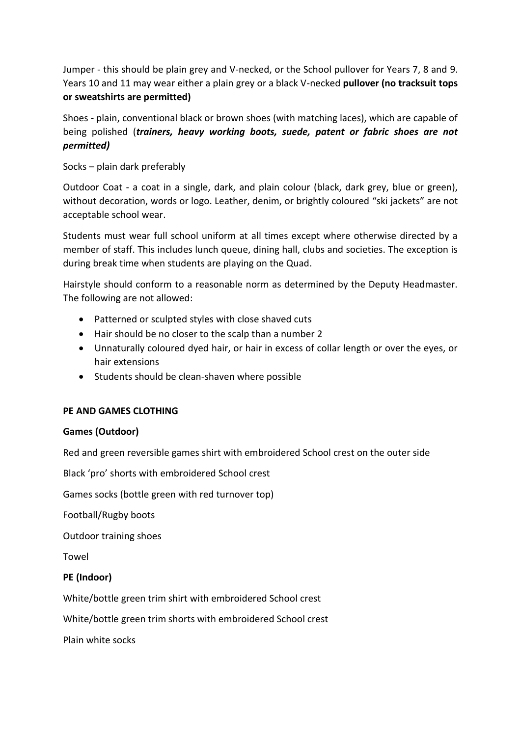Jumper - this should be plain grey and V-necked, or the School pullover for Years 7, 8 and 9. Years 10 and 11 may wear either a plain grey or a black V-necked **pullover (no tracksuit tops or sweatshirts are permitted)**

Shoes - plain, conventional black or brown shoes (with matching laces), which are capable of being polished (***trainers, heavy working boots, suede, patent or fabric shoes are not permitted)***

Socks – plain dark preferably

Outdoor Coat - a coat in a single, dark, and plain colour (black, dark grey, blue or green), without decoration, words or logo. Leather, denim, or brightly coloured "ski jackets" are not acceptable school wear.

Students must wear full school uniform at all times except where otherwise directed by a member of staff. This includes lunch queue, dining hall, clubs and societies. The exception is during break time when students are playing on the Quad.

Hairstyle should conform to a reasonable norm as determined by the Deputy Headmaster. The following are not allowed:

- Patterned or sculpted styles with close shaved cuts
- Hair should be no closer to the scalp than a number 2
- Unnaturally coloured dyed hair, or hair in excess of collar length or over the eyes, or hair extensions
- Students should be clean-shaven where possible

**PE AND GAMES CLOTHING**

**Games (Outdoor)**

Red and green reversible games shirt with embroidered School crest on the outer side

Black 'pro' shorts with embroidered School crest

Games socks (bottle green with red turnover top)

Football/Rugby boots

Outdoor training shoes

Towel

**PE (Indoor)**

White/bottle green trim shirt with embroidered School crest

White/bottle green trim shorts with embroidered School crest

Plain white socks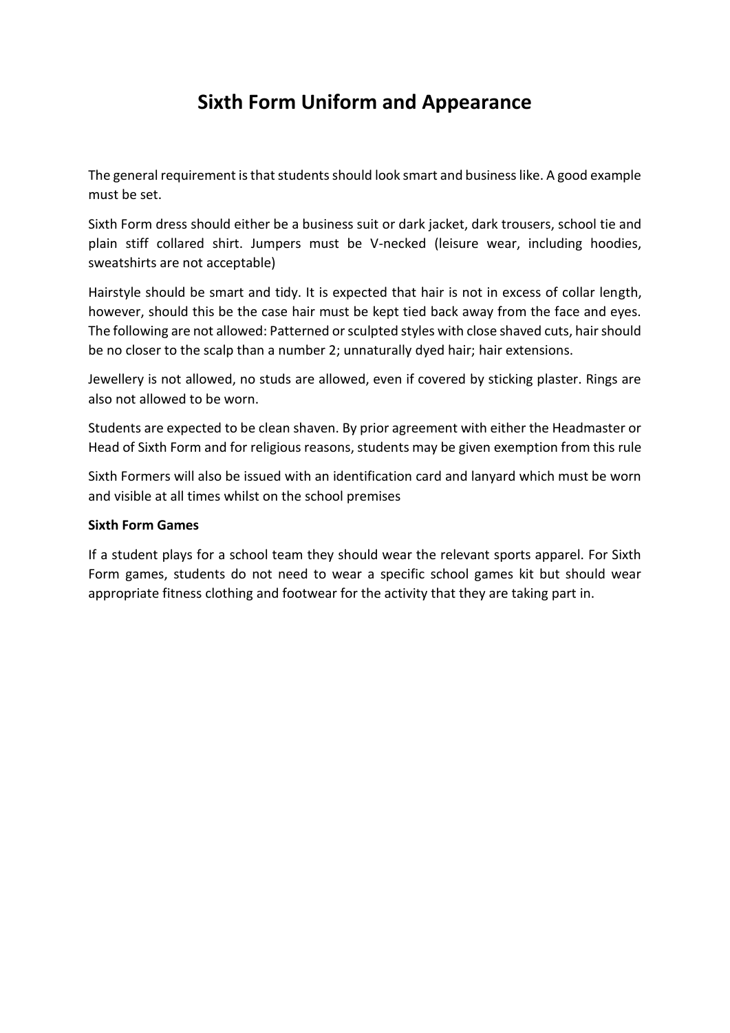# Sixth Form Uniform and Appearance

The general requirement is that students should look smart and business like. A good example must be set.

Sixth Form dress should either be a business suit or dark jacket, dark trousers, school tie and plain stiff collared shirt. Jumpers must be V-necked (leisure wear, including hoodies, sweatshirts are not acceptable)

Hairstyle should be smart and tidy. It is expected that hair is not in excess of collar length, however, should this be the case hair must be kept tied back away from the face and eyes. The following are not allowed: Patterned or sculpted styles with close shaved cuts, hair should be no closer to the scalp than a number 2; unnaturally dyed hair; hair extensions.

Jewellery is not allowed, no studs are allowed, even if covered by sticking plaster. Rings are also not allowed to be worn.

Students are expected to be clean shaven. By prior agreement with either the Headmaster or Head of Sixth Form and for religious reasons, students may be given exemption from this rule

Sixth Formers will also be issued with an identification card and lanyard which must be worn and visible at all times whilst on the school premises

**Sixth Form Games**

If a student plays for a school team they should wear the relevant sports apparel. For Sixth Form games, students do not need to wear a specific school games kit but should wear appropriate fitness clothing and footwear for the activity that they are taking part in.